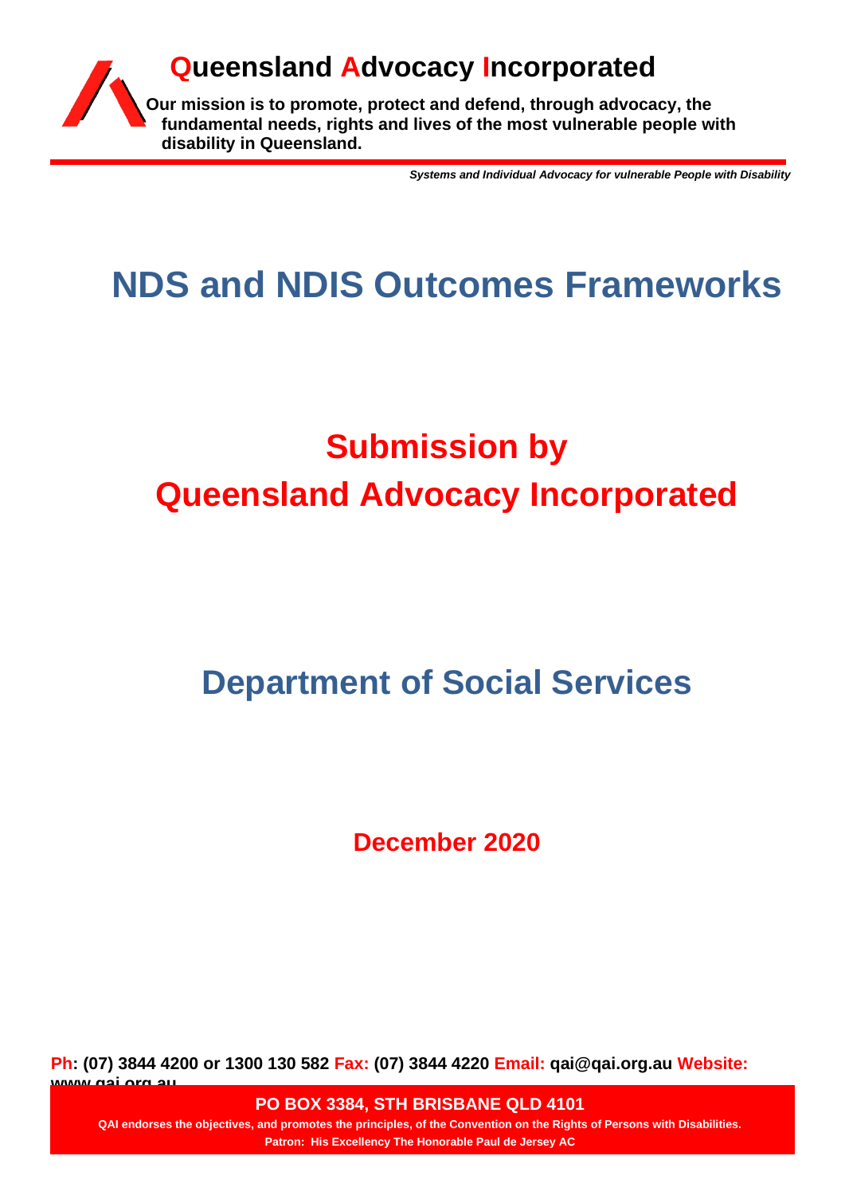**Queensland Advocacy Incorporated**

**Our mission is to promote, protect and defend, through advocacy, the fundamental needs, rights and lives of the most vulnerable people with disability in Queensland.**

***Systems and Individual Advocacy for vulnerable People with Disability***

# NDS and NDIS Outcomes Frameworks

# Submission by Queensland Advocacy Incorporated

# Department of Social Services

**December 2020**

**Ph: (07) 3844 4200 or 1300 130 582 Fax: (07) 3844 4220 Email: qai@qai.org.au Website: www.qai.org.au**

**PO BOX 3384, STH BRISBANE QLD 4101**

**QAI endorses the objectives, and promotes the principles, of the Convention on the Rights of Persons with Disabilities.**

**Patron: His Excellency The Honorable Paul de Jersey AC**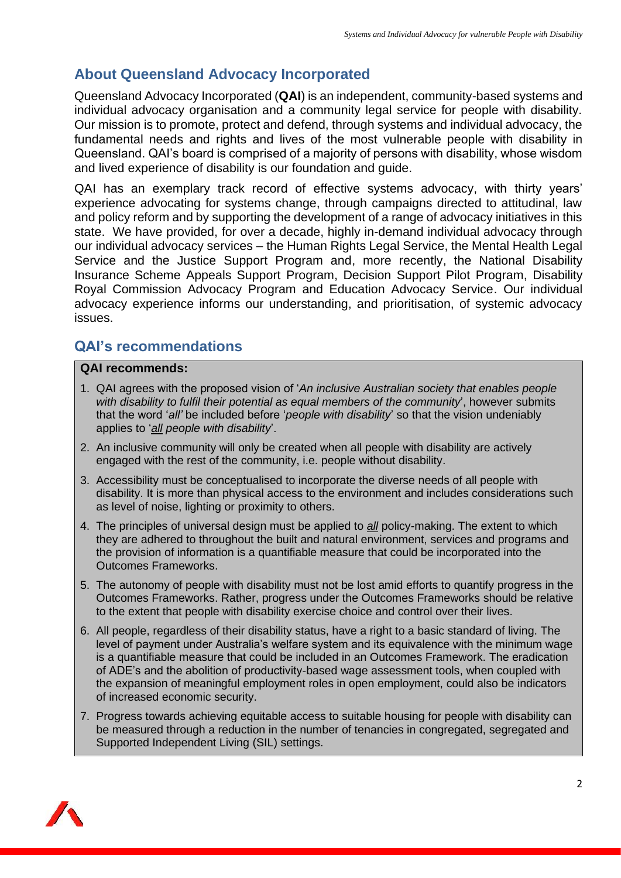## About Queensland Advocacy Incorporated

Queensland Advocacy Incorporated (**QAI**) is an independent, community-based systems and individual advocacy organisation and a community legal service for people with disability. Our mission is to promote, protect and defend, through systems and individual advocacy, the fundamental needs and rights and lives of the most vulnerable people with disability in Queensland. QAI's board is comprised of a majority of persons with disability, whose wisdom and lived experience of disability is our foundation and guide.

QAI has an exemplary track record of effective systems advocacy, with thirty years' experience advocating for systems change, through campaigns directed to attitudinal, law and policy reform and by supporting the development of a range of advocacy initiatives in this state. We have provided, for over a decade, highly in-demand individual advocacy through our individual advocacy services – the Human Rights Legal Service, the Mental Health Legal Service and the Justice Support Program and, more recently, the National Disability Insurance Scheme Appeals Support Program, Decision Support Pilot Program, Disability Royal Commission Advocacy Program and Education Advocacy Service. Our individual advocacy experience informs our understanding, and prioritisation, of systemic advocacy issues.

## QAI's recommendations

**QAI recommends:**

1. QAI agrees with the proposed vision of '*An inclusive Australian society that enables people with disability to fulfil their potential as equal members of the community*', however submits that the word '*all'* be included before '*people with disability*' so that the vision undeniably applies to '*all people with disability*'.
2. An inclusive community will only be created when all people with disability are actively engaged with the rest of the community, i.e. people without disability.
3. Accessibility must be conceptualised to incorporate the diverse needs of all people with disability. It is more than physical access to the environment and includes considerations such as level of noise, lighting or proximity to others.
4. The principles of universal design must be applied to ***all*** policy-making. The extent to which they are adhered to throughout the built and natural environment, services and programs and the provision of information is a quantifiable measure that could be incorporated into the Outcomes Frameworks.
5. The autonomy of people with disability must not be lost amid efforts to quantify progress in the Outcomes Frameworks. Rather, progress under the Outcomes Frameworks should be relative to the extent that people with disability exercise choice and control over their lives.
6. All people, regardless of their disability status, have a right to a basic standard of living. The level of payment under Australia's welfare system and its equivalence with the minimum wage is a quantifiable measure that could be included in an Outcomes Framework. The eradication of ADE's and the abolition of productivity-based wage assessment tools, when coupled with the expansion of meaningful employment roles in open employment, could also be indicators of increased economic security.
7. Progress towards achieving equitable access to suitable housing for people with disability can be measured through a reduction in the number of tenancies in congregated, segregated and Supported Independent Living (SIL) settings.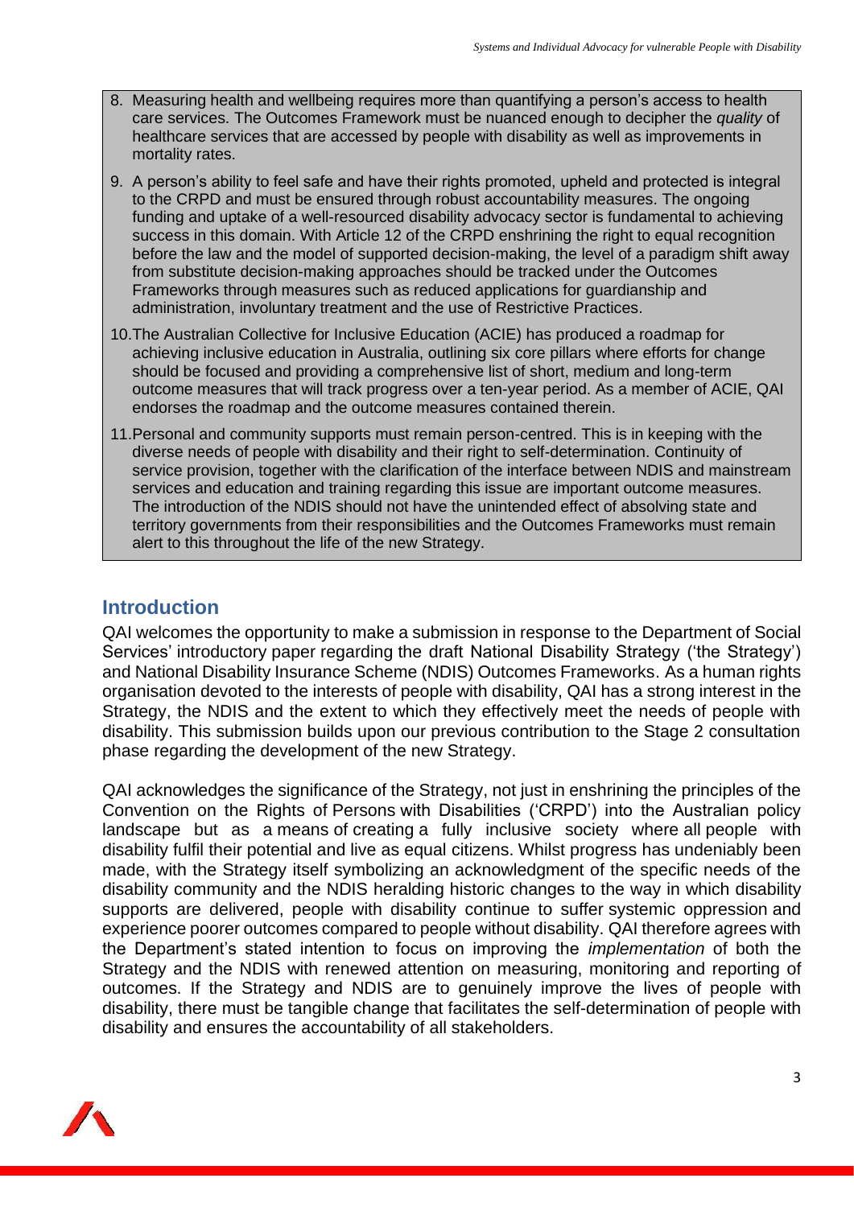8. Measuring health and wellbeing requires more than quantifying a person's access to health care services. The Outcomes Framework must be nuanced enough to decipher the *quality* of healthcare services that are accessed by people with disability as well as improvements in mortality rates.

9. A person's ability to feel safe and have their rights promoted, upheld and protected is integral to the CRPD and must be ensured through robust accountability measures. The ongoing funding and uptake of a well-resourced disability advocacy sector is fundamental to achieving success in this domain. With Article 12 of the CRPD enshrining the right to equal recognition before the law and the model of supported decision-making, the level of a paradigm shift away from substitute decision-making approaches should be tracked under the Outcomes Frameworks through measures such as reduced applications for guardianship and administration, involuntary treatment and the use of Restrictive Practices.

10. The Australian Collective for Inclusive Education (ACIE) has produced a roadmap for achieving inclusive education in Australia, outlining six core pillars where efforts for change should be focused and providing a comprehensive list of short, medium and long-term outcome measures that will track progress over a ten-year period. As a member of ACIE, QAI endorses the roadmap and the outcome measures contained therein.

11. Personal and community supports must remain person-centred. This is in keeping with the diverse needs of people with disability and their right to self-determination. Continuity of service provision, together with the clarification of the interface between NDIS and mainstream services and education and training regarding this issue are important outcome measures. The introduction of the NDIS should not have the unintended effect of absolving state and territory governments from their responsibilities and the Outcomes Frameworks must remain alert to this throughout the life of the new Strategy.

## Introduction

QAI welcomes the opportunity to make a submission in response to the Department of Social Services' introductory paper regarding the draft National Disability Strategy ('the Strategy') and National Disability Insurance Scheme (NDIS) Outcomes Frameworks. As a human rights organisation devoted to the interests of people with disability, QAI has a strong interest in the Strategy, the NDIS and the extent to which they effectively meet the needs of people with disability. This submission builds upon our previous contribution to the Stage 2 consultation phase regarding the development of the new Strategy.

QAI acknowledges the significance of the Strategy, not just in enshrining the principles of the Convention on the Rights of Persons with Disabilities ('CRPD') into the Australian policy landscape but as a means of creating a fully inclusive society where all people with disability fulfil their potential and live as equal citizens. Whilst progress has undeniably been made, with the Strategy itself symbolizing an acknowledgment of the specific needs of the disability community and the NDIS heralding historic changes to the way in which disability supports are delivered, people with disability continue to suffer systemic oppression and experience poorer outcomes compared to people without disability. QAI therefore agrees with the Department's stated intention to focus on improving the *implementation* of both the Strategy and the NDIS with renewed attention on measuring, monitoring and reporting of outcomes. If the Strategy and NDIS are to genuinely improve the lives of people with disability, there must be tangible change that facilitates the self-determination of people with disability and ensures the accountability of all stakeholders.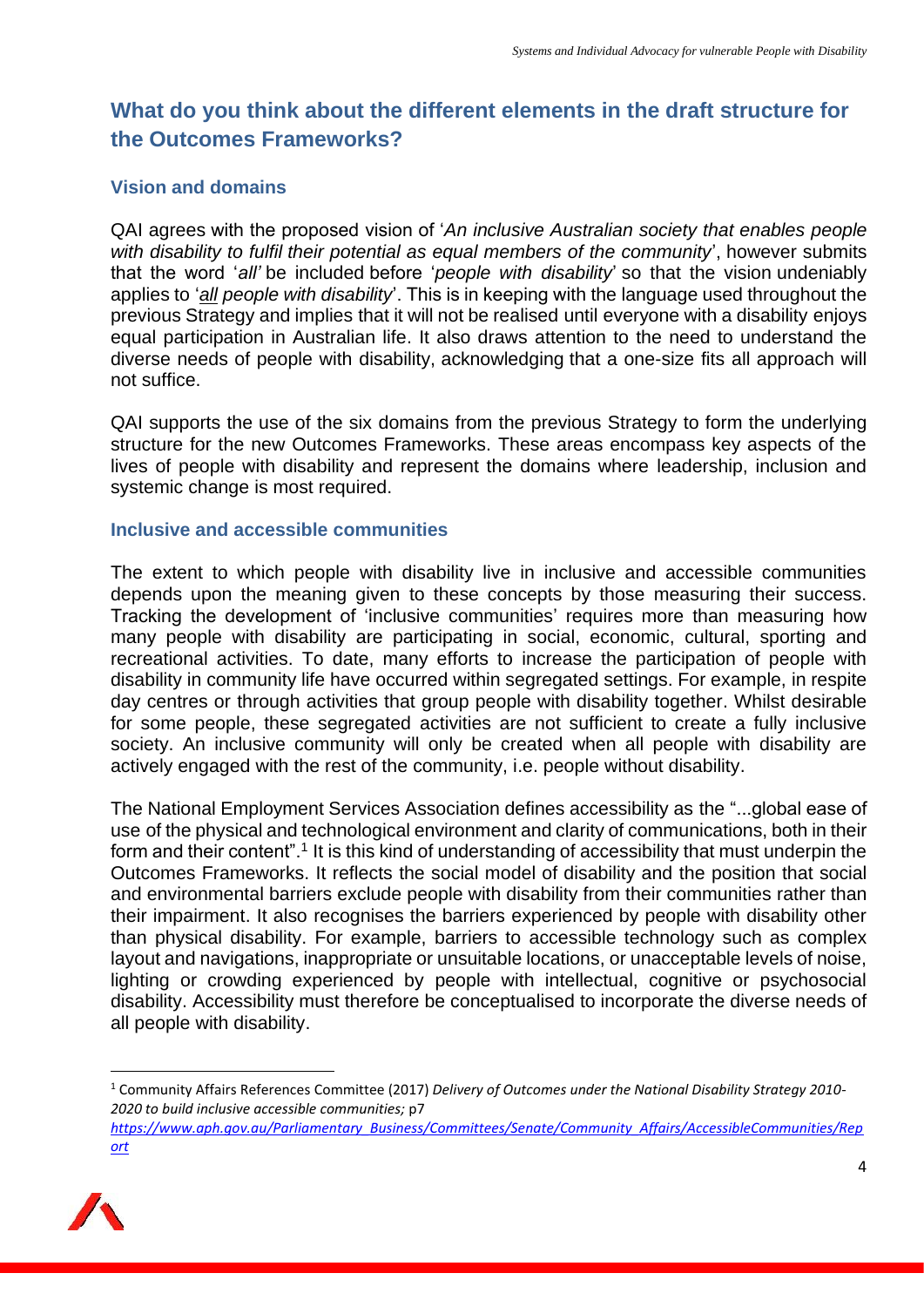## What do you think about the different elements in the draft structure for the Outcomes Frameworks?

### Vision and domains

QAI agrees with the proposed vision of '*An inclusive Australian society that enables people with disability to fulfil their potential as equal members of the community*', however submits that the word '*all'* be included before '*people with disability*' so that the vision undeniably applies to '*all people with disability*'. This is in keeping with the language used throughout the previous Strategy and implies that it will not be realised until everyone with a disability enjoys equal participation in Australian life. It also draws attention to the need to understand the diverse needs of people with disability, acknowledging that a one-size fits all approach will not suffice.

QAI supports the use of the six domains from the previous Strategy to form the underlying structure for the new Outcomes Frameworks. These areas encompass key aspects of the lives of people with disability and represent the domains where leadership, inclusion and systemic change is most required.

### Inclusive and accessible communities

The extent to which people with disability live in inclusive and accessible communities depends upon the meaning given to these concepts by those measuring their success. Tracking the development of 'inclusive communities' requires more than measuring how many people with disability are participating in social, economic, cultural, sporting and recreational activities. To date, many efforts to increase the participation of people with disability in community life have occurred within segregated settings. For example, in respite day centres or through activities that group people with disability together. Whilst desirable for some people, these segregated activities are not sufficient to create a fully inclusive society. An inclusive community will only be created when all people with disability are actively engaged with the rest of the community, i.e. people without disability.

The National Employment Services Association defines accessibility as the "...global ease of use of the physical and technological environment and clarity of communications, both in their form and their content".[1] It is this kind of understanding of accessibility that must underpin the Outcomes Frameworks. It reflects the social model of disability and the position that social and environmental barriers exclude people with disability from their communities rather than their impairment. It also recognises the barriers experienced by people with disability other than physical disability. For example, barriers to accessible technology such as complex layout and navigations, inappropriate or unsuitable locations, or unacceptable levels of noise, lighting or crowding experienced by people with intellectual, cognitive or psychosocial disability. Accessibility must therefore be conceptualised to incorporate the diverse needs of all people with disability.

---

[1] Community Affairs References Committee (2017) *Delivery of Outcomes under the National Disability Strategy 2010-2020 to build inclusive accessible communities;* p7 *https://www.aph.gov.au/Parliamentary_Business/Committees/Senate/Community_Affairs/AccessibleCommunities/Report*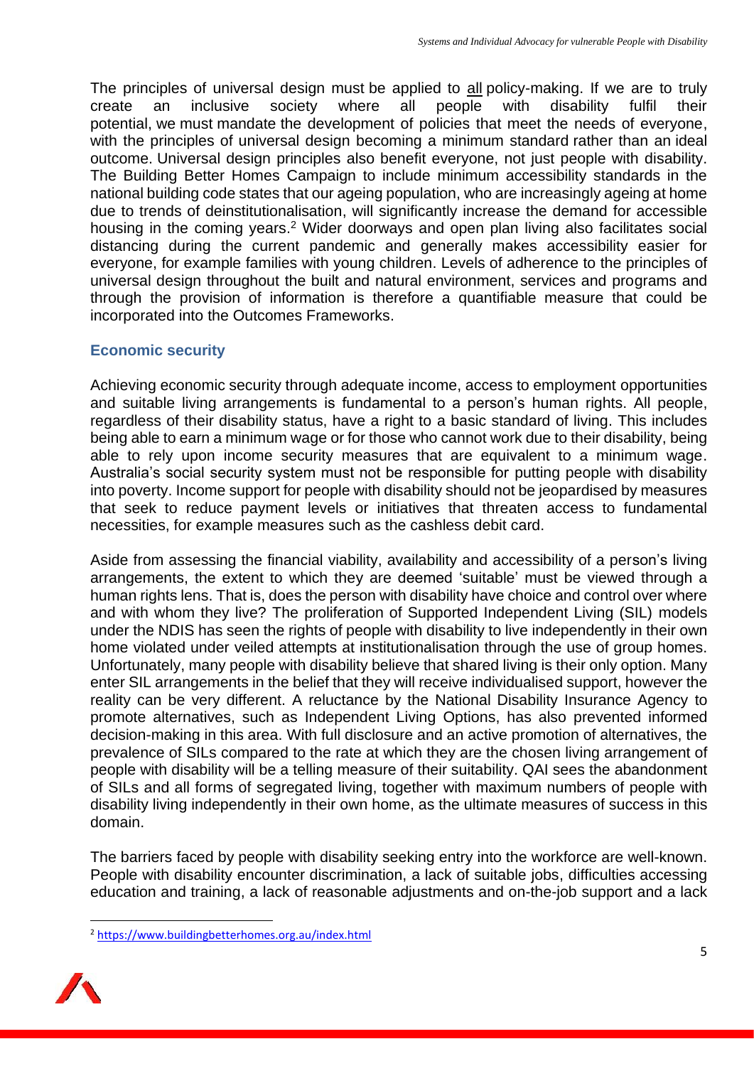The principles of universal design must be applied to all policy-making. If we are to truly create an inclusive society where all people with disability fulfil their potential, we must mandate the development of policies that meet the needs of everyone, with the principles of universal design becoming a minimum standard rather than an ideal outcome. Universal design principles also benefit everyone, not just people with disability. The Building Better Homes Campaign to include minimum accessibility standards in the national building code states that our ageing population, who are increasingly ageing at home due to trends of deinstitutionalisation, will significantly increase the demand for accessible housing in the coming years.[2] Wider doorways and open plan living also facilitates social distancing during the current pandemic and generally makes accessibility easier for everyone, for example families with young children. Levels of adherence to the principles of universal design throughout the built and natural environment, services and programs and through the provision of information is therefore a quantifiable measure that could be incorporated into the Outcomes Frameworks.

### Economic security

Achieving economic security through adequate income, access to employment opportunities and suitable living arrangements is fundamental to a person's human rights. All people, regardless of their disability status, have a right to a basic standard of living. This includes being able to earn a minimum wage or for those who cannot work due to their disability, being able to rely upon income security measures that are equivalent to a minimum wage. Australia's social security system must not be responsible for putting people with disability into poverty. Income support for people with disability should not be jeopardised by measures that seek to reduce payment levels or initiatives that threaten access to fundamental necessities, for example measures such as the cashless debit card.

Aside from assessing the financial viability, availability and accessibility of a person's living arrangements, the extent to which they are deemed 'suitable' must be viewed through a human rights lens. That is, does the person with disability have choice and control over where and with whom they live? The proliferation of Supported Independent Living (SIL) models under the NDIS has seen the rights of people with disability to live independently in their own home violated under veiled attempts at institutionalisation through the use of group homes. Unfortunately, many people with disability believe that shared living is their only option. Many enter SIL arrangements in the belief that they will receive individualised support, however the reality can be very different. A reluctance by the National Disability Insurance Agency to promote alternatives, such as Independent Living Options, has also prevented informed decision-making in this area. With full disclosure and an active promotion of alternatives, the prevalence of SILs compared to the rate at which they are the chosen living arrangement of people with disability will be a telling measure of their suitability. QAI sees the abandonment of SILs and all forms of segregated living, together with maximum numbers of people with disability living independently in their own home, as the ultimate measures of success in this domain.

The barriers faced by people with disability seeking entry into the workforce are well-known. People with disability encounter discrimination, a lack of suitable jobs, difficulties accessing education and training, a lack of reasonable adjustments and on-the-job support and a lack

[2] https://www.buildingbetterhomes.org.au/index.html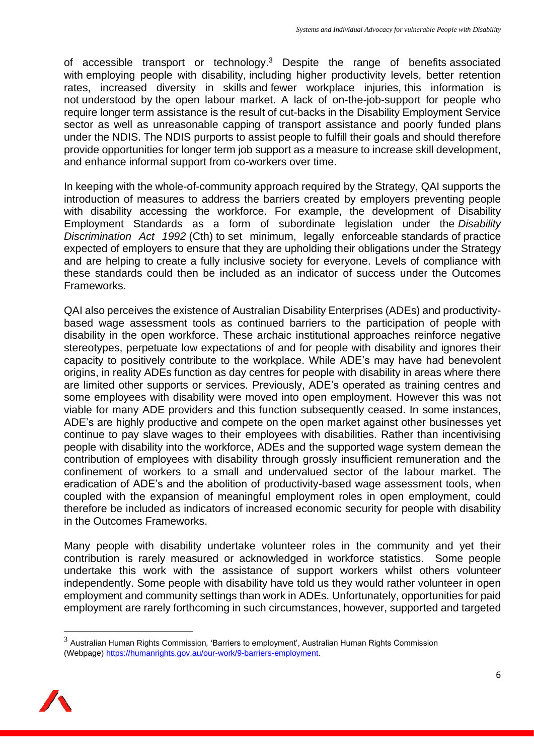of accessible transport or technology.[3] Despite the range of benefits associated with employing people with disability, including higher productivity levels, better retention rates, increased diversity in skills and fewer workplace injuries, this information is not understood by the open labour market. A lack of on-the-job-support for people who require longer term assistance is the result of cut-backs in the Disability Employment Service sector as well as unreasonable capping of transport assistance and poorly funded plans under the NDIS. The NDIS purports to assist people to fulfill their goals and should therefore provide opportunities for longer term job support as a measure to increase skill development, and enhance informal support from co-workers over time.

In keeping with the whole-of-community approach required by the Strategy, QAI supports the introduction of measures to address the barriers created by employers preventing people with disability accessing the workforce. For example, the development of Disability Employment Standards as a form of subordinate legislation under the *Disability Discrimination Act 1992* (Cth) to set minimum, legally enforceable standards of practice expected of employers to ensure that they are upholding their obligations under the Strategy and are helping to create a fully inclusive society for everyone. Levels of compliance with these standards could then be included as an indicator of success under the Outcomes Frameworks.

QAI also perceives the existence of Australian Disability Enterprises (ADEs) and productivity-based wage assessment tools as continued barriers to the participation of people with disability in the open workforce. These archaic institutional approaches reinforce negative stereotypes, perpetuate low expectations of and for people with disability and ignores their capacity to positively contribute to the workplace. While ADE's may have had benevolent origins, in reality ADEs function as day centres for people with disability in areas where there are limited other supports or services. Previously, ADE's operated as training centres and some employees with disability were moved into open employment. However this was not viable for many ADE providers and this function subsequently ceased. In some instances, ADE's are highly productive and compete on the open market against other businesses yet continue to pay slave wages to their employees with disabilities. Rather than incentivising people with disability into the workforce, ADEs and the supported wage system demean the contribution of employees with disability through grossly insufficient remuneration and the confinement of workers to a small and undervalued sector of the labour market. The eradication of ADE's and the abolition of productivity-based wage assessment tools, when coupled with the expansion of meaningful employment roles in open employment, could therefore be included as indicators of increased economic security for people with disability in the Outcomes Frameworks.

Many people with disability undertake volunteer roles in the community and yet their contribution is rarely measured or acknowledged in workforce statistics. Some people undertake this work with the assistance of support workers whilst others volunteer independently. Some people with disability have told us they would rather volunteer in open employment and community settings than work in ADEs. Unfortunately, opportunities for paid employment are rarely forthcoming in such circumstances, however, supported and targeted

[3] Australian Human Rights Commission, 'Barriers to employment', Australian Human Rights Commission (Webpage) https://humanrights.gov.au/our-work/9-barriers-employment.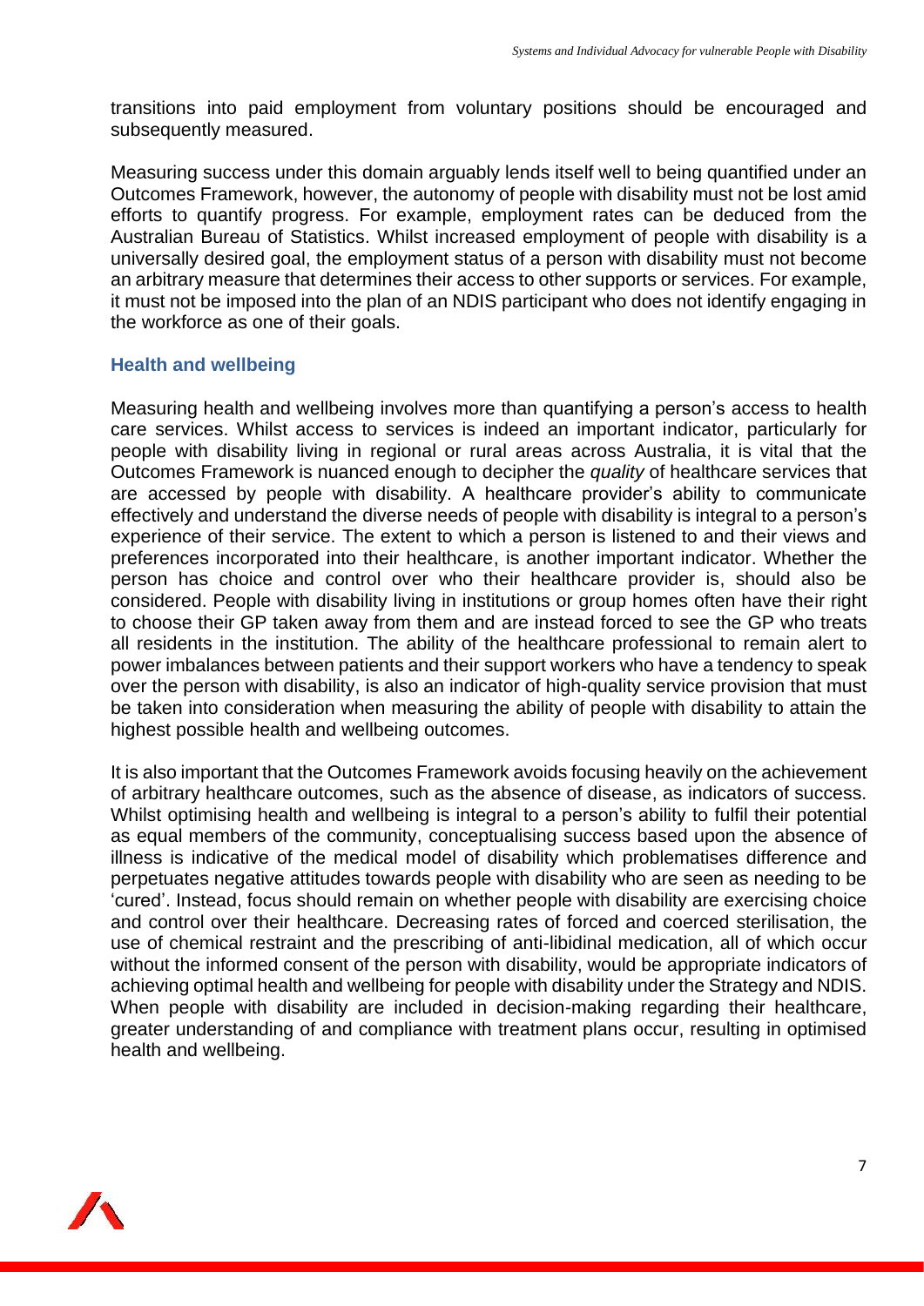transitions into paid employment from voluntary positions should be encouraged and subsequently measured.

Measuring success under this domain arguably lends itself well to being quantified under an Outcomes Framework, however, the autonomy of people with disability must not be lost amid efforts to quantify progress. For example, employment rates can be deduced from the Australian Bureau of Statistics. Whilst increased employment of people with disability is a universally desired goal, the employment status of a person with disability must not become an arbitrary measure that determines their access to other supports or services. For example, it must not be imposed into the plan of an NDIS participant who does not identify engaging in the workforce as one of their goals.

### Health and wellbeing

Measuring health and wellbeing involves more than quantifying a person's access to health care services. Whilst access to services is indeed an important indicator, particularly for people with disability living in regional or rural areas across Australia, it is vital that the Outcomes Framework is nuanced enough to decipher the *quality* of healthcare services that are accessed by people with disability. A healthcare provider's ability to communicate effectively and understand the diverse needs of people with disability is integral to a person's experience of their service. The extent to which a person is listened to and their views and preferences incorporated into their healthcare, is another important indicator. Whether the person has choice and control over who their healthcare provider is, should also be considered. People with disability living in institutions or group homes often have their right to choose their GP taken away from them and are instead forced to see the GP who treats all residents in the institution. The ability of the healthcare professional to remain alert to power imbalances between patients and their support workers who have a tendency to speak over the person with disability, is also an indicator of high-quality service provision that must be taken into consideration when measuring the ability of people with disability to attain the highest possible health and wellbeing outcomes.

It is also important that the Outcomes Framework avoids focusing heavily on the achievement of arbitrary healthcare outcomes, such as the absence of disease, as indicators of success. Whilst optimising health and wellbeing is integral to a person's ability to fulfil their potential as equal members of the community, conceptualising success based upon the absence of illness is indicative of the medical model of disability which problematises difference and perpetuates negative attitudes towards people with disability who are seen as needing to be 'cured'. Instead, focus should remain on whether people with disability are exercising choice and control over their healthcare. Decreasing rates of forced and coerced sterilisation, the use of chemical restraint and the prescribing of anti-libidinal medication, all of which occur without the informed consent of the person with disability, would be appropriate indicators of achieving optimal health and wellbeing for people with disability under the Strategy and NDIS. When people with disability are included in decision-making regarding their healthcare, greater understanding of and compliance with treatment plans occur, resulting in optimised health and wellbeing.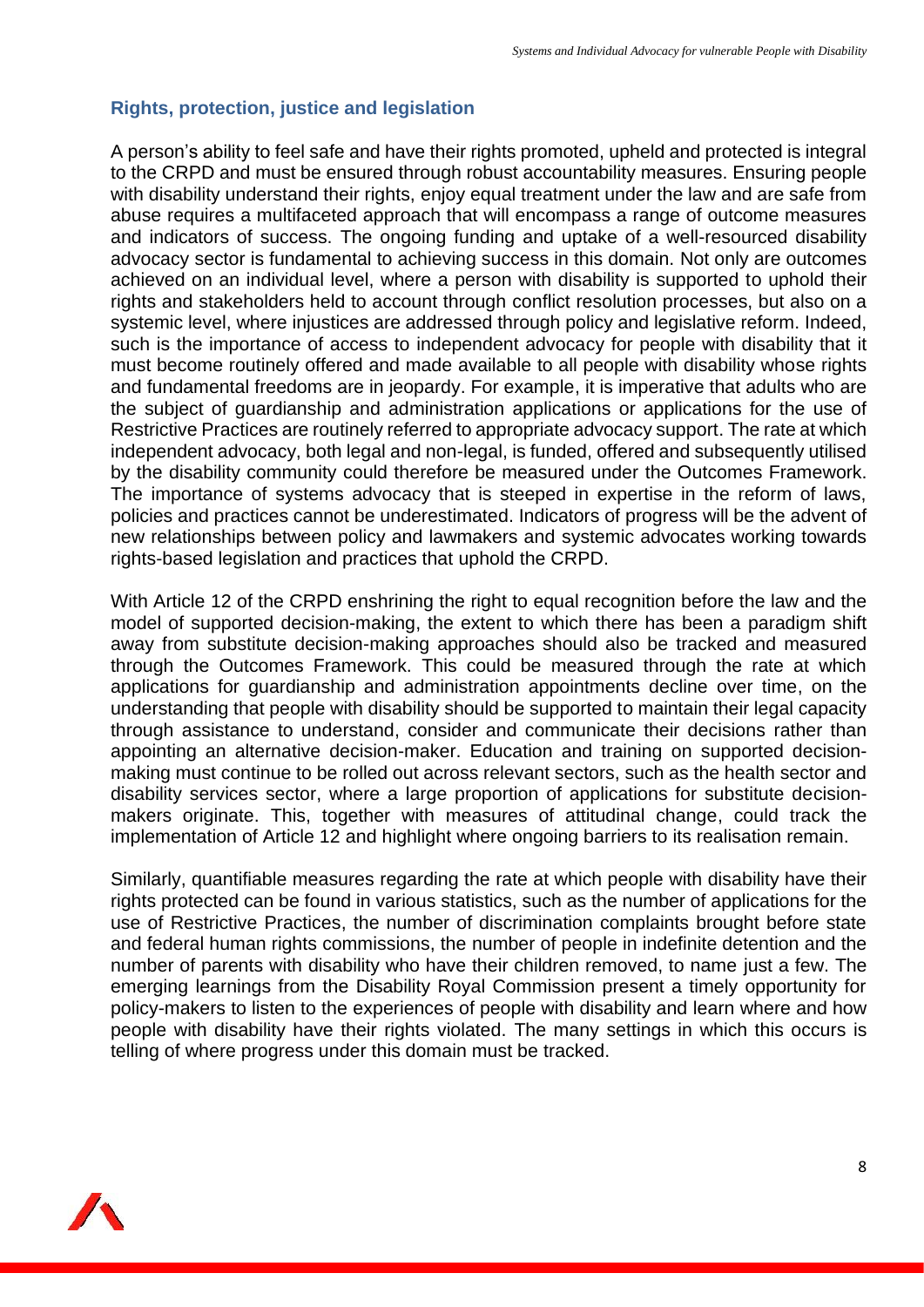## Rights, protection, justice and legislation

A person's ability to feel safe and have their rights promoted, upheld and protected is integral to the CRPD and must be ensured through robust accountability measures. Ensuring people with disability understand their rights, enjoy equal treatment under the law and are safe from abuse requires a multifaceted approach that will encompass a range of outcome measures and indicators of success. The ongoing funding and uptake of a well-resourced disability advocacy sector is fundamental to achieving success in this domain. Not only are outcomes achieved on an individual level, where a person with disability is supported to uphold their rights and stakeholders held to account through conflict resolution processes, but also on a systemic level, where injustices are addressed through policy and legislative reform. Indeed, such is the importance of access to independent advocacy for people with disability that it must become routinely offered and made available to all people with disability whose rights and fundamental freedoms are in jeopardy. For example, it is imperative that adults who are the subject of guardianship and administration applications or applications for the use of Restrictive Practices are routinely referred to appropriate advocacy support. The rate at which independent advocacy, both legal and non-legal, is funded, offered and subsequently utilised by the disability community could therefore be measured under the Outcomes Framework. The importance of systems advocacy that is steeped in expertise in the reform of laws, policies and practices cannot be underestimated. Indicators of progress will be the advent of new relationships between policy and lawmakers and systemic advocates working towards rights-based legislation and practices that uphold the CRPD.

With Article 12 of the CRPD enshrining the right to equal recognition before the law and the model of supported decision-making, the extent to which there has been a paradigm shift away from substitute decision-making approaches should also be tracked and measured through the Outcomes Framework. This could be measured through the rate at which applications for guardianship and administration appointments decline over time, on the understanding that people with disability should be supported to maintain their legal capacity through assistance to understand, consider and communicate their decisions rather than appointing an alternative decision-maker. Education and training on supported decision-making must continue to be rolled out across relevant sectors, such as the health sector and disability services sector, where a large proportion of applications for substitute decision-makers originate. This, together with measures of attitudinal change, could track the implementation of Article 12 and highlight where ongoing barriers to its realisation remain.

Similarly, quantifiable measures regarding the rate at which people with disability have their rights protected can be found in various statistics, such as the number of applications for the use of Restrictive Practices, the number of discrimination complaints brought before state and federal human rights commissions, the number of people in indefinite detention and the number of parents with disability who have their children removed, to name just a few. The emerging learnings from the Disability Royal Commission present a timely opportunity for policy-makers to listen to the experiences of people with disability and learn where and how people with disability have their rights violated. The many settings in which this occurs is telling of where progress under this domain must be tracked.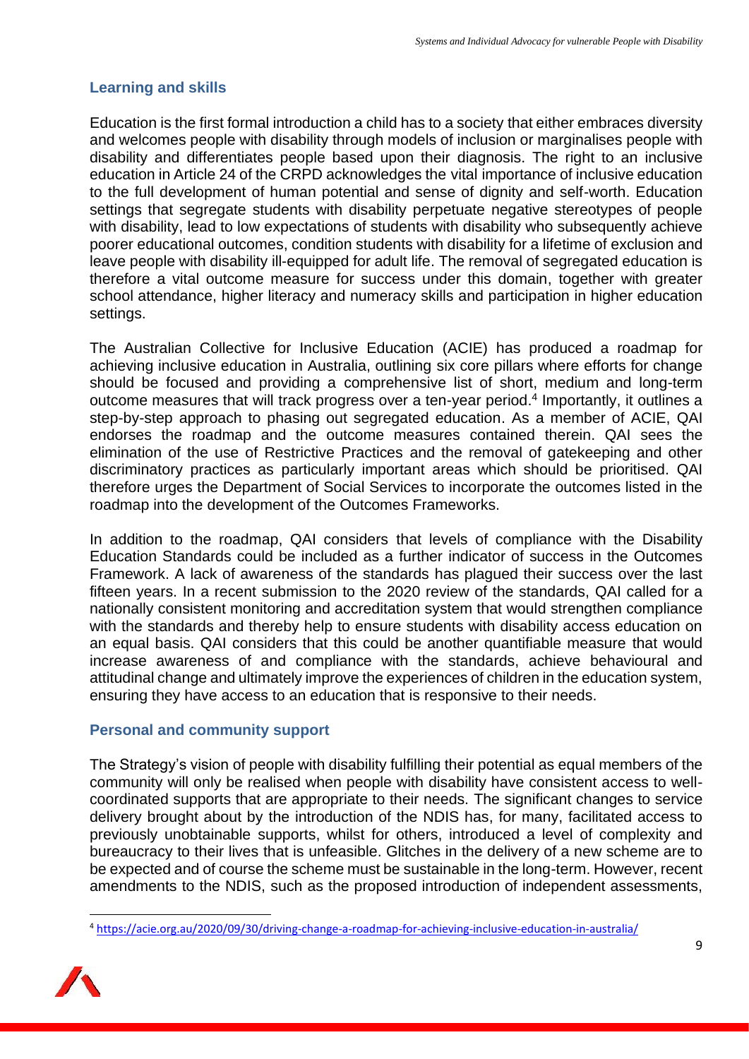## Learning and skills

Education is the first formal introduction a child has to a society that either embraces diversity and welcomes people with disability through models of inclusion or marginalises people with disability and differentiates people based upon their diagnosis. The right to an inclusive education in Article 24 of the CRPD acknowledges the vital importance of inclusive education to the full development of human potential and sense of dignity and self-worth. Education settings that segregate students with disability perpetuate negative stereotypes of people with disability, lead to low expectations of students with disability who subsequently achieve poorer educational outcomes, condition students with disability for a lifetime of exclusion and leave people with disability ill-equipped for adult life. The removal of segregated education is therefore a vital outcome measure for success under this domain, together with greater school attendance, higher literacy and numeracy skills and participation in higher education settings.

The Australian Collective for Inclusive Education (ACIE) has produced a roadmap for achieving inclusive education in Australia, outlining six core pillars where efforts for change should be focused and providing a comprehensive list of short, medium and long-term outcome measures that will track progress over a ten-year period.[4] Importantly, it outlines a step-by-step approach to phasing out segregated education. As a member of ACIE, QAI endorses the roadmap and the outcome measures contained therein. QAI sees the elimination of the use of Restrictive Practices and the removal of gatekeeping and other discriminatory practices as particularly important areas which should be prioritised. QAI therefore urges the Department of Social Services to incorporate the outcomes listed in the roadmap into the development of the Outcomes Frameworks.

In addition to the roadmap, QAI considers that levels of compliance with the Disability Education Standards could be included as a further indicator of success in the Outcomes Framework. A lack of awareness of the standards has plagued their success over the last fifteen years. In a recent submission to the 2020 review of the standards, QAI called for a nationally consistent monitoring and accreditation system that would strengthen compliance with the standards and thereby help to ensure students with disability access education on an equal basis. QAI considers that this could be another quantifiable measure that would increase awareness of and compliance with the standards, achieve behavioural and attitudinal change and ultimately improve the experiences of children in the education system, ensuring they have access to an education that is responsive to their needs.

## Personal and community support

The Strategy's vision of people with disability fulfilling their potential as equal members of the community will only be realised when people with disability have consistent access to well-coordinated supports that are appropriate to their needs. The significant changes to service delivery brought about by the introduction of the NDIS has, for many, facilitated access to previously unobtainable supports, whilst for others, introduced a level of complexity and bureaucracy to their lives that is unfeasible. Glitches in the delivery of a new scheme are to be expected and of course the scheme must be sustainable in the long-term. However, recent amendments to the NDIS, such as the proposed introduction of independent assessments,

[4] https://acie.org.au/2020/09/30/driving-change-a-roadmap-for-achieving-inclusive-education-in-australia/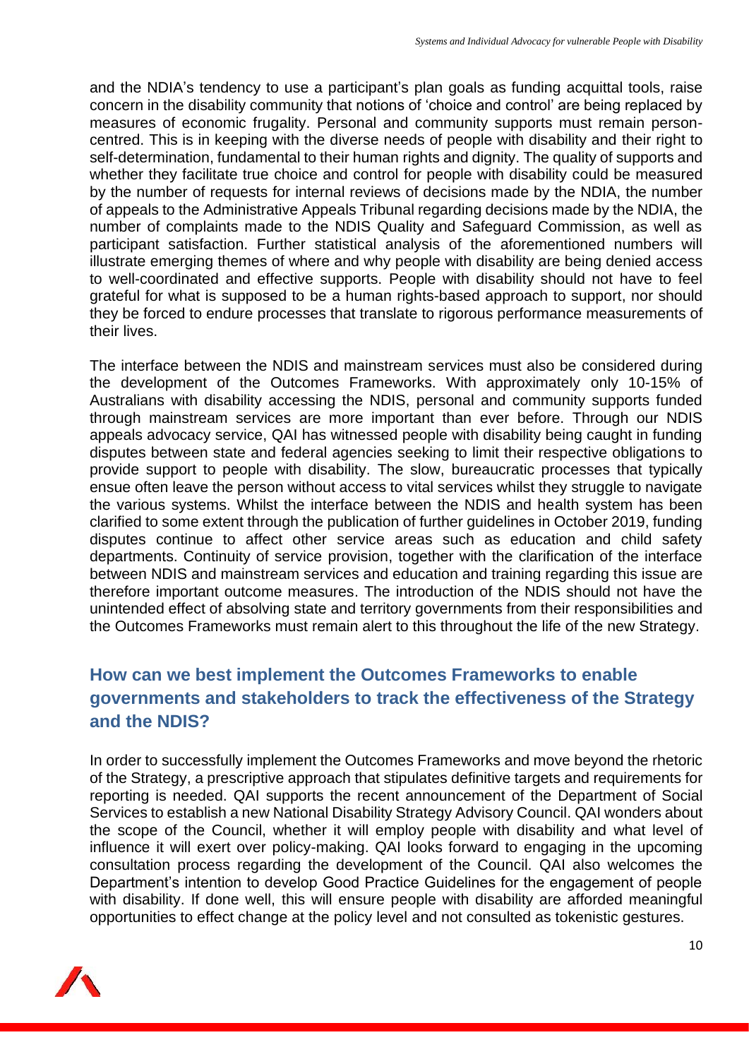and the NDIA's tendency to use a participant's plan goals as funding acquittal tools, raise concern in the disability community that notions of 'choice and control' are being replaced by measures of economic frugality. Personal and community supports must remain person-centred. This is in keeping with the diverse needs of people with disability and their right to self-determination, fundamental to their human rights and dignity. The quality of supports and whether they facilitate true choice and control for people with disability could be measured by the number of requests for internal reviews of decisions made by the NDIA, the number of appeals to the Administrative Appeals Tribunal regarding decisions made by the NDIA, the number of complaints made to the NDIS Quality and Safeguard Commission, as well as participant satisfaction. Further statistical analysis of the aforementioned numbers will illustrate emerging themes of where and why people with disability are being denied access to well-coordinated and effective supports. People with disability should not have to feel grateful for what is supposed to be a human rights-based approach to support, nor should they be forced to endure processes that translate to rigorous performance measurements of their lives.

The interface between the NDIS and mainstream services must also be considered during the development of the Outcomes Frameworks. With approximately only 10-15% of Australians with disability accessing the NDIS, personal and community supports funded through mainstream services are more important than ever before. Through our NDIS appeals advocacy service, QAI has witnessed people with disability being caught in funding disputes between state and federal agencies seeking to limit their respective obligations to provide support to people with disability. The slow, bureaucratic processes that typically ensue often leave the person without access to vital services whilst they struggle to navigate the various systems. Whilst the interface between the NDIS and health system has been clarified to some extent through the publication of further guidelines in October 2019, funding disputes continue to affect other service areas such as education and child safety departments. Continuity of service provision, together with the clarification of the interface between NDIS and mainstream services and education and training regarding this issue are therefore important outcome measures. The introduction of the NDIS should not have the unintended effect of absolving state and territory governments from their responsibilities and the Outcomes Frameworks must remain alert to this throughout the life of the new Strategy.

## How can we best implement the Outcomes Frameworks to enable governments and stakeholders to track the effectiveness of the Strategy and the NDIS?

In order to successfully implement the Outcomes Frameworks and move beyond the rhetoric of the Strategy, a prescriptive approach that stipulates definitive targets and requirements for reporting is needed. QAI supports the recent announcement of the Department of Social Services to establish a new National Disability Strategy Advisory Council. QAI wonders about the scope of the Council, whether it will employ people with disability and what level of influence it will exert over policy-making. QAI looks forward to engaging in the upcoming consultation process regarding the development of the Council. QAI also welcomes the Department's intention to develop Good Practice Guidelines for the engagement of people with disability. If done well, this will ensure people with disability are afforded meaningful opportunities to effect change at the policy level and not consulted as tokenistic gestures.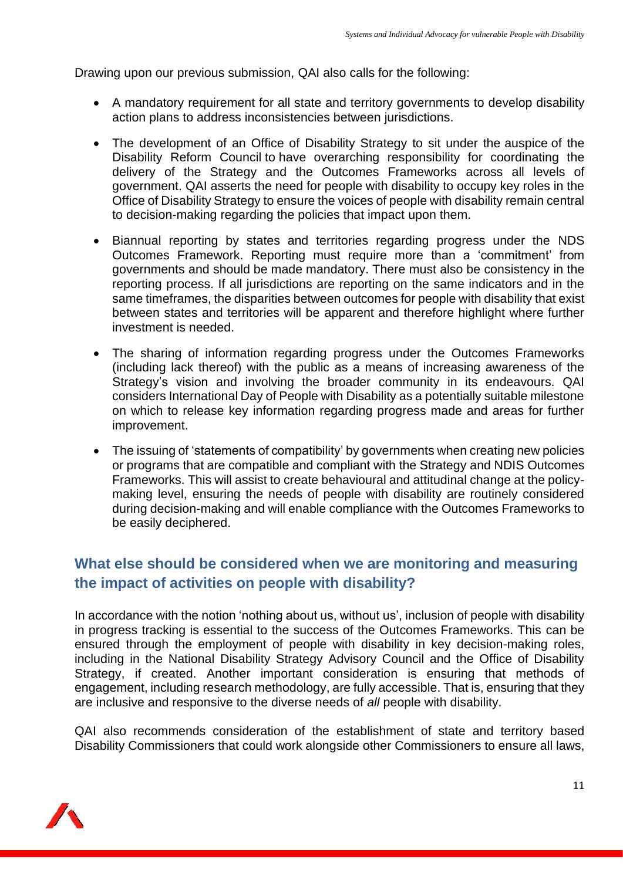Drawing upon our previous submission, QAI also calls for the following:

- A mandatory requirement for all state and territory governments to develop disability action plans to address inconsistencies between jurisdictions.
- The development of an Office of Disability Strategy to sit under the auspice of the Disability Reform Council to have overarching responsibility for coordinating the delivery of the Strategy and the Outcomes Frameworks across all levels of government. QAI asserts the need for people with disability to occupy key roles in the Office of Disability Strategy to ensure the voices of people with disability remain central to decision-making regarding the policies that impact upon them.
- Biannual reporting by states and territories regarding progress under the NDS Outcomes Framework. Reporting must require more than a 'commitment' from governments and should be made mandatory. There must also be consistency in the reporting process. If all jurisdictions are reporting on the same indicators and in the same timeframes, the disparities between outcomes for people with disability that exist between states and territories will be apparent and therefore highlight where further investment is needed.
- The sharing of information regarding progress under the Outcomes Frameworks (including lack thereof) with the public as a means of increasing awareness of the Strategy's vision and involving the broader community in its endeavours. QAI considers International Day of People with Disability as a potentially suitable milestone on which to release key information regarding progress made and areas for further improvement.
- The issuing of 'statements of compatibility' by governments when creating new policies or programs that are compatible and compliant with the Strategy and NDIS Outcomes Frameworks. This will assist to create behavioural and attitudinal change at the policy-making level, ensuring the needs of people with disability are routinely considered during decision-making and will enable compliance with the Outcomes Frameworks to be easily deciphered.

## What else should be considered when we are monitoring and measuring the impact of activities on people with disability?

In accordance with the notion 'nothing about us, without us', inclusion of people with disability in progress tracking is essential to the success of the Outcomes Frameworks. This can be ensured through the employment of people with disability in key decision-making roles, including in the National Disability Strategy Advisory Council and the Office of Disability Strategy, if created. Another important consideration is ensuring that methods of engagement, including research methodology, are fully accessible. That is, ensuring that they are inclusive and responsive to the diverse needs of *all* people with disability.

QAI also recommends consideration of the establishment of state and territory based Disability Commissioners that could work alongside other Commissioners to ensure all laws,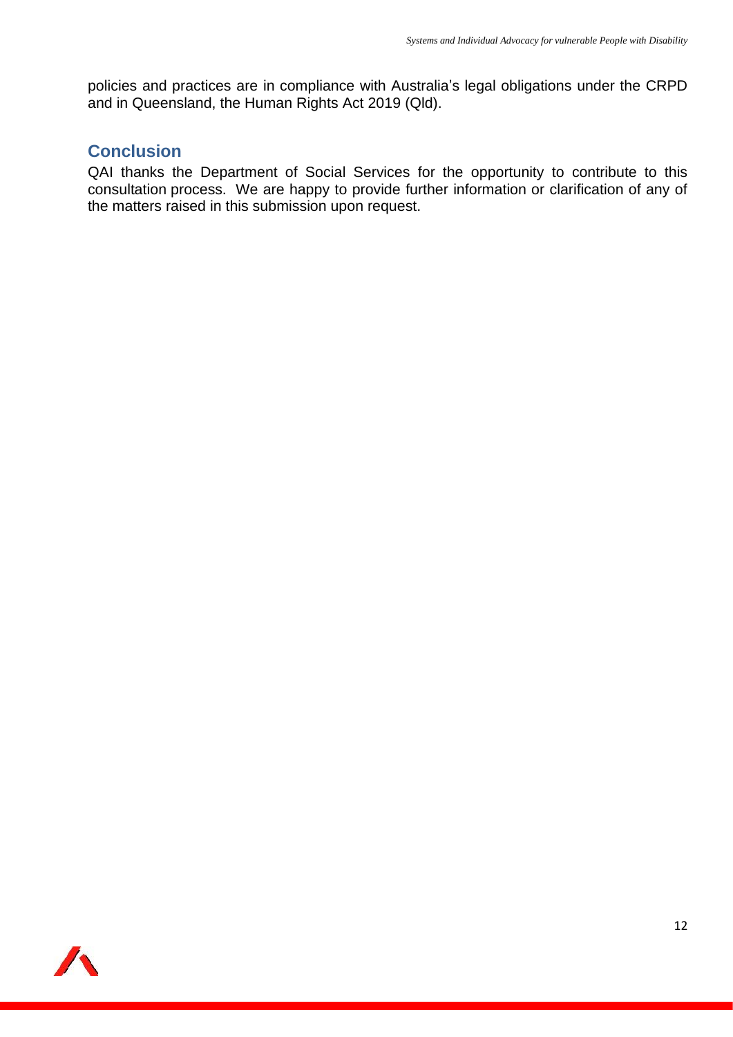policies and practices are in compliance with Australia's legal obligations under the CRPD and in Queensland, the Human Rights Act 2019 (Qld).

## Conclusion

QAI thanks the Department of Social Services for the opportunity to contribute to this consultation process. We are happy to provide further information or clarification of any of the matters raised in this submission upon request.